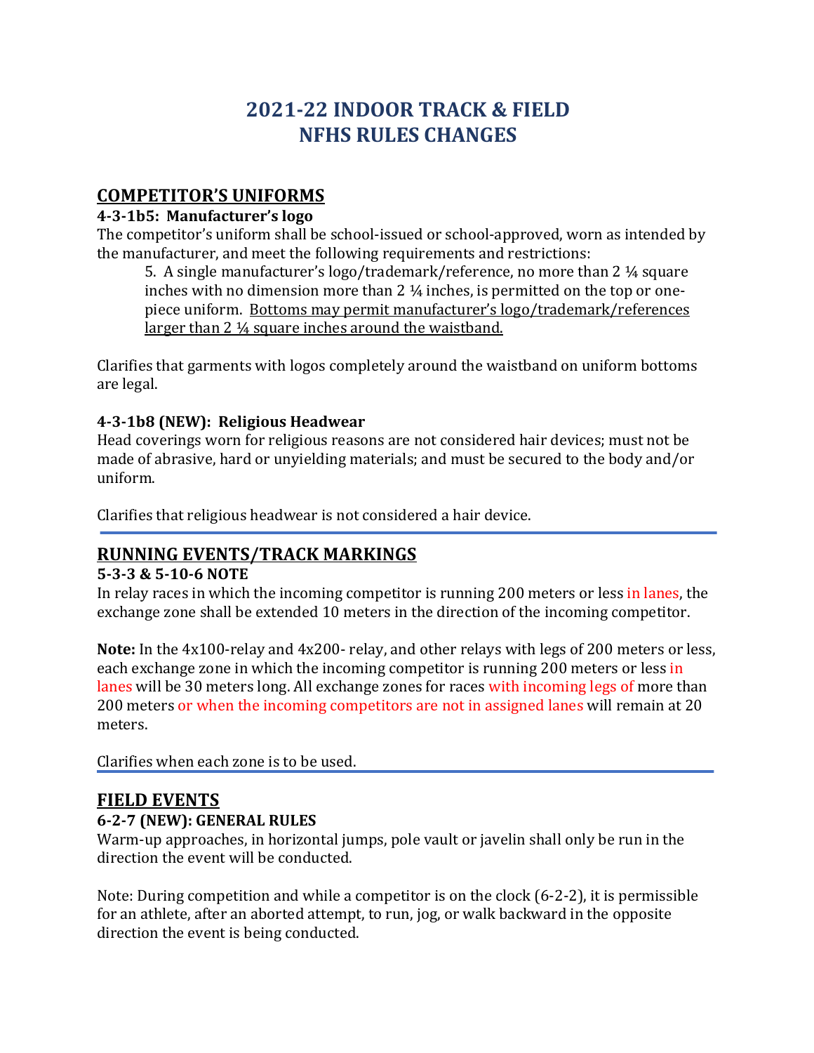# 2021-22 INDOOR TRACK & FIELD
# NFHS RULES CHANGES

## COMPETITOR'S UNIFORMS

### 4-3-1b5: Manufacturer's logo

The competitor's uniform shall be school-issued or school-approved, worn as intended by the manufacturer, and meet the following requirements and restrictions:

> 5. A single manufacturer's logo/trademark/reference, no more than 2 ¼ square inches with no dimension more than 2 ¼ inches, is permitted on the top or one-piece uniform. <u>Bottoms may permit manufacturer's logo/trademark/references larger than 2 ¼ square inches around the waistband.</u>

Clarifies that garments with logos completely around the waistband on uniform bottoms are legal.

### 4-3-1b8 (NEW): Religious Headwear

Head coverings worn for religious reasons are not considered hair devices; must not be made of abrasive, hard or unyielding materials; and must be secured to the body and/or uniform.

Clarifies that religious headwear is not considered a hair device.

---

## RUNNING EVENTS/TRACK MARKINGS

### 5-3-3 & 5-10-6 NOTE

In relay races in which the incoming competitor is running 200 meters or less in lanes, the exchange zone shall be extended 10 meters in the direction of the incoming competitor.

**Note:** In the 4x100-relay and 4x200- relay, and other relays with legs of 200 meters or less, each exchange zone in which the incoming competitor is running 200 meters or less in lanes will be 30 meters long. All exchange zones for races with incoming legs of more than 200 meters or when the incoming competitors are not in assigned lanes will remain at 20 meters.

Clarifies when each zone is to be used.

---

## FIELD EVENTS

### 6-2-7 (NEW): GENERAL RULES

Warm-up approaches, in horizontal jumps, pole vault or javelin shall only be run in the direction the event will be conducted.

Note: During competition and while a competitor is on the clock (6-2-2), it is permissible for an athlete, after an aborted attempt, to run, jog, or walk backward in the opposite direction the event is being conducted.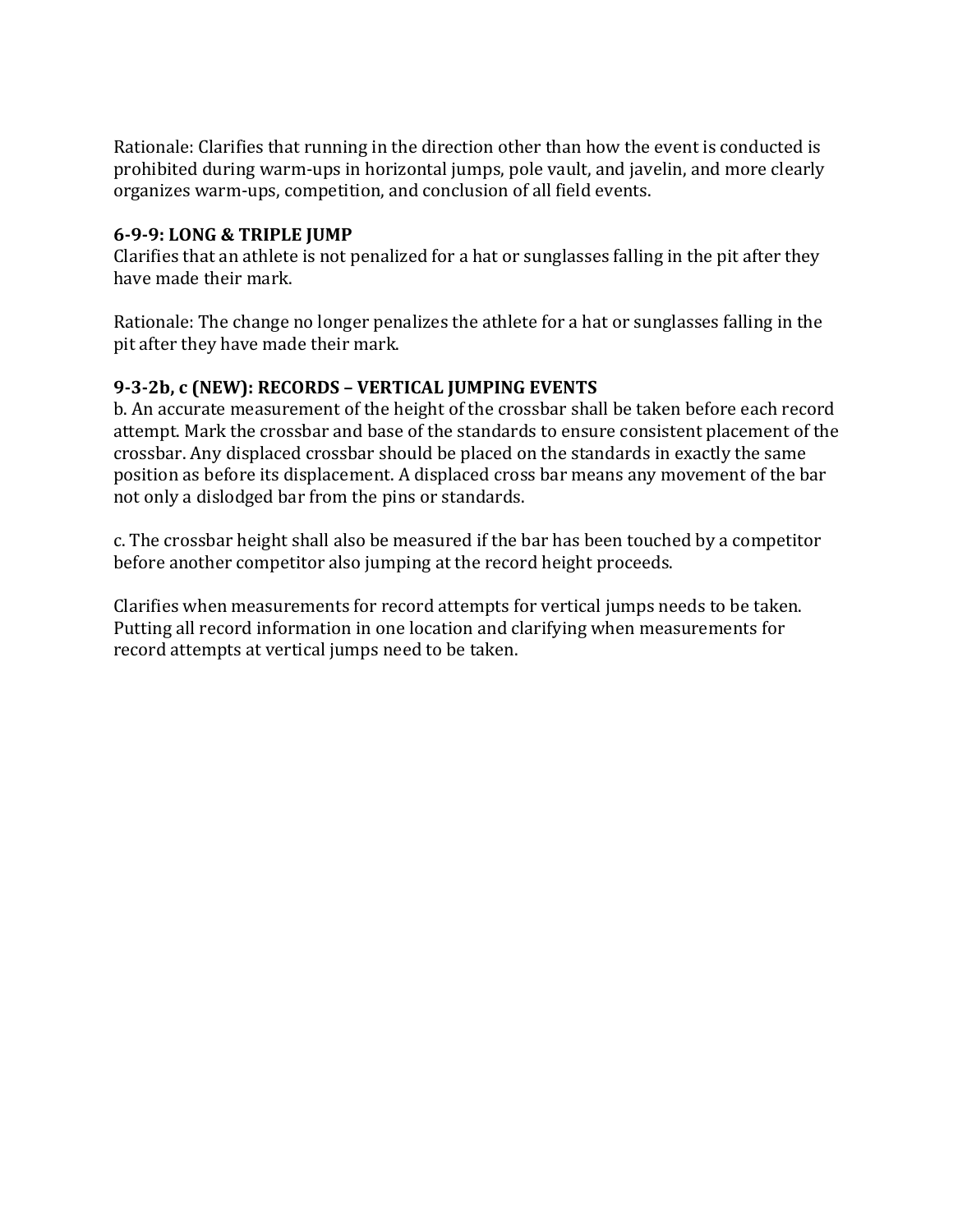Rationale: Clarifies that running in the direction other than how the event is conducted is prohibited during warm-ups in horizontal jumps, pole vault, and javelin, and more clearly organizes warm-ups, competition, and conclusion of all field events.

**6-9-9: LONG & TRIPLE JUMP**
Clarifies that an athlete is not penalized for a hat or sunglasses falling in the pit after they have made their mark.

Rationale: The change no longer penalizes the athlete for a hat or sunglasses falling in the pit after they have made their mark.

**9-3-2b, c (NEW): RECORDS – VERTICAL JUMPING EVENTS**
b. An accurate measurement of the height of the crossbar shall be taken before each record attempt. Mark the crossbar and base of the standards to ensure consistent placement of the crossbar. Any displaced crossbar should be placed on the standards in exactly the same position as before its displacement. A displaced cross bar means any movement of the bar not only a dislodged bar from the pins or standards.

c. The crossbar height shall also be measured if the bar has been touched by a competitor before another competitor also jumping at the record height proceeds.

Clarifies when measurements for record attempts for vertical jumps needs to be taken. Putting all record information in one location and clarifying when measurements for record attempts at vertical jumps need to be taken.